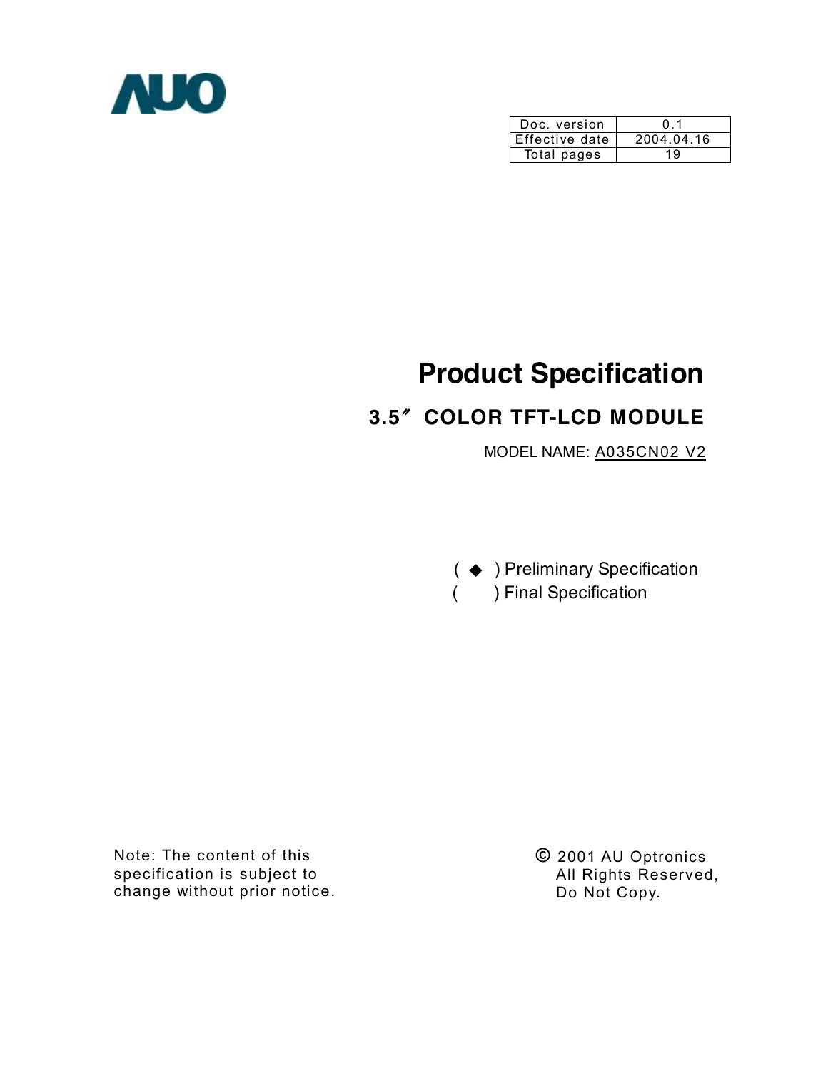AUO

| Doc. version | 0.1 |
| --- | --- |
| Effective date | 2004.04.16 |
| Total pages | 19 |

# Product Specification

## 3.5″ COLOR TFT-LCD MODULE

MODEL NAME: A035CN02 V2

( ◆ ) Preliminary Specification

(   ) Final Specification

Note: The content of this specification is subject to change without prior notice.

© 2001 AU Optronics
All Rights Reserved,
Do Not Copy.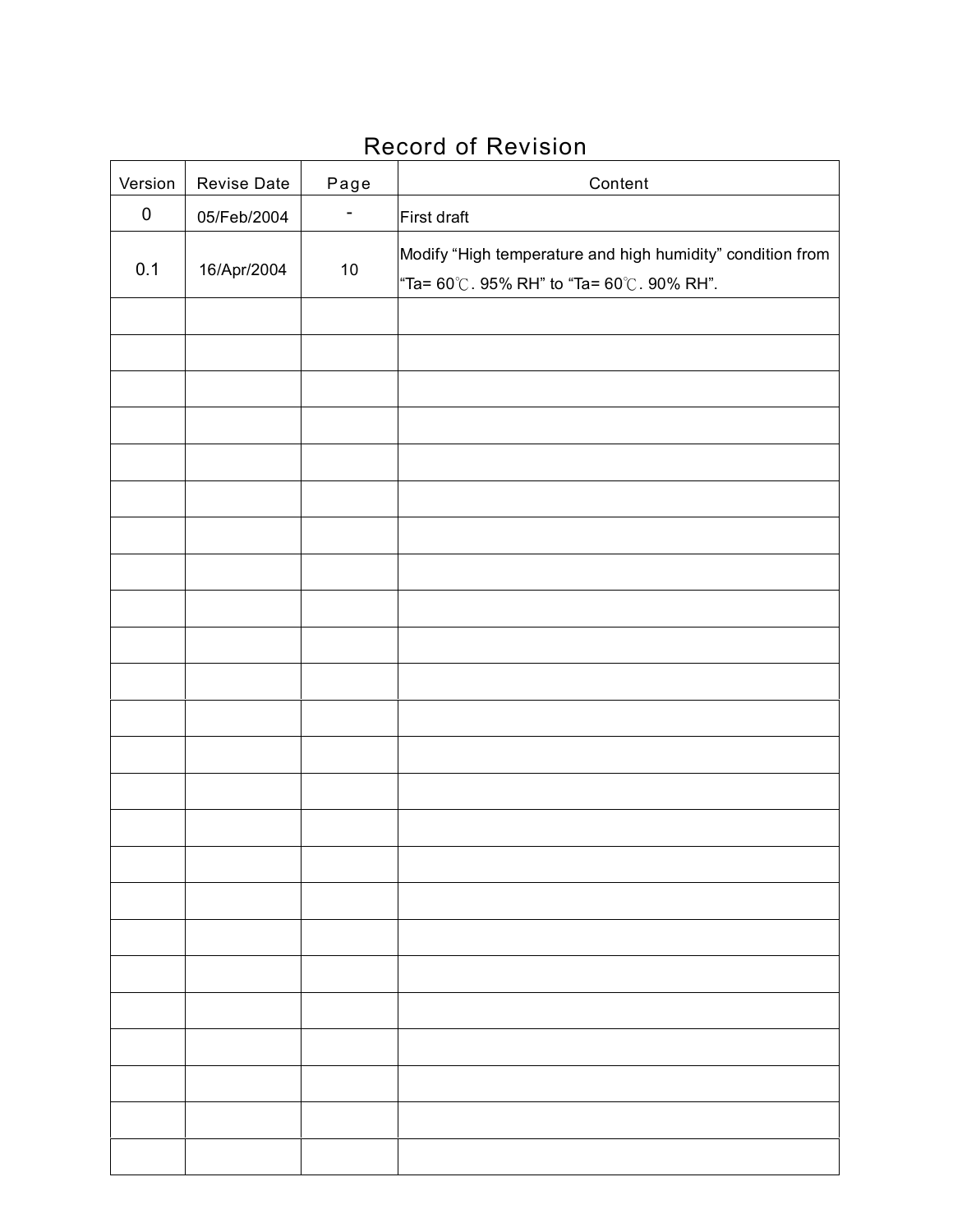# Record of Revision

| Version | Revise Date | Page | Content |
|---|---|---|---|
| 0 | 05/Feb/2004 | - | First draft |
| 0.1 | 16/Apr/2004 | 10 | Modify “High temperature and high humidity” condition from “Ta= 60℃. 95% RH” to “Ta= 60℃. 90% RH”. |
| | | | |
| | | | |
| | | | |
| | | | |
| | | | |
| | | | |
| | | | |
| | | | |
| | | | |
| | | | |
| | | | |
| | | | |
| | | | |
| | | | |
| | | | |
| | | | |
| | | | |
| | | | |
| | | | |
| | | | |
| | | | |
| | | | |
| | | | |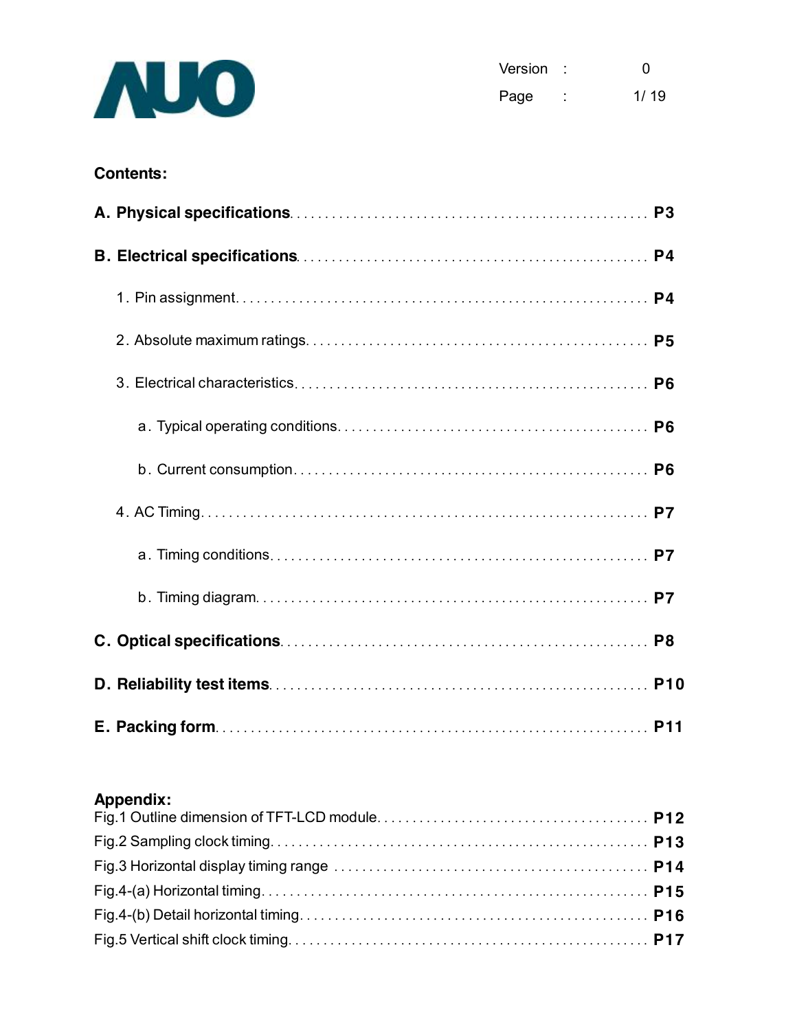**Contents:**

**A. Physical specifications** . . . . . . . . . . . . . . . . . . . . . . . . . . . . . . . . . . . . . . . . . . . . . . . . . **P3**

**B. Electrical specifications** . . . . . . . . . . . . . . . . . . . . . . . . . . . . . . . . . . . . . . . . . . . . . . . . **P4**

1. Pin assignment . . . . . . . . . . . . . . . . . . . . . . . . . . . . . . . . . . . . . . . . . . . . . . . . . . . . . . . . . . **P4**

2. Absolute maximum ratings . . . . . . . . . . . . . . . . . . . . . . . . . . . . . . . . . . . . . . . . . . . . . . . . **P5**

3. Electrical characteristics . . . . . . . . . . . . . . . . . . . . . . . . . . . . . . . . . . . . . . . . . . . . . . . . . . **P6**

   a. Typical operating conditions . . . . . . . . . . . . . . . . . . . . . . . . . . . . . . . . . . . . . . . . . . . **P6**

   b. Current consumption . . . . . . . . . . . . . . . . . . . . . . . . . . . . . . . . . . . . . . . . . . . . . . . . . . **P6**

4. AC Timing . . . . . . . . . . . . . . . . . . . . . . . . . . . . . . . . . . . . . . . . . . . . . . . . . . . . . . . . . . . . . . **P7**

   a. Timing conditions . . . . . . . . . . . . . . . . . . . . . . . . . . . . . . . . . . . . . . . . . . . . . . . . . . . . . **P7**

   b. Timing diagram . . . . . . . . . . . . . . . . . . . . . . . . . . . . . . . . . . . . . . . . . . . . . . . . . . . . . . . **P7**

**C. Optical specifications** . . . . . . . . . . . . . . . . . . . . . . . . . . . . . . . . . . . . . . . . . . . . . . . . . . . **P8**

**D. Reliability test items** . . . . . . . . . . . . . . . . . . . . . . . . . . . . . . . . . . . . . . . . . . . . . . . . . . . . **P10**

**E. Packing form** . . . . . . . . . . . . . . . . . . . . . . . . . . . . . . . . . . . . . . . . . . . . . . . . . . . . . . . . . . . **P11**

**Appendix:**

Fig.1 Outline dimension of TFT-LCD module . . . . . . . . . . . . . . . . . . . . . . . . . . . . . . . . . . . . . **P12**

Fig.2 Sampling clock timing . . . . . . . . . . . . . . . . . . . . . . . . . . . . . . . . . . . . . . . . . . . . . . . . . . . **P13**

Fig.3 Horizontal display timing range . . . . . . . . . . . . . . . . . . . . . . . . . . . . . . . . . . . . . . . . . . . **P14**

Fig.4-(a) Horizontal timing . . . . . . . . . . . . . . . . . . . . . . . . . . . . . . . . . . . . . . . . . . . . . . . . . . . **P15**

Fig.4-(b) Detail horizontal timing . . . . . . . . . . . . . . . . . . . . . . . . . . . . . . . . . . . . . . . . . . . . . . **P16**

Fig.5 Vertical shift clock timing . . . . . . . . . . . . . . . . . . . . . . . . . . . . . . . . . . . . . . . . . . . . . . . . **P17**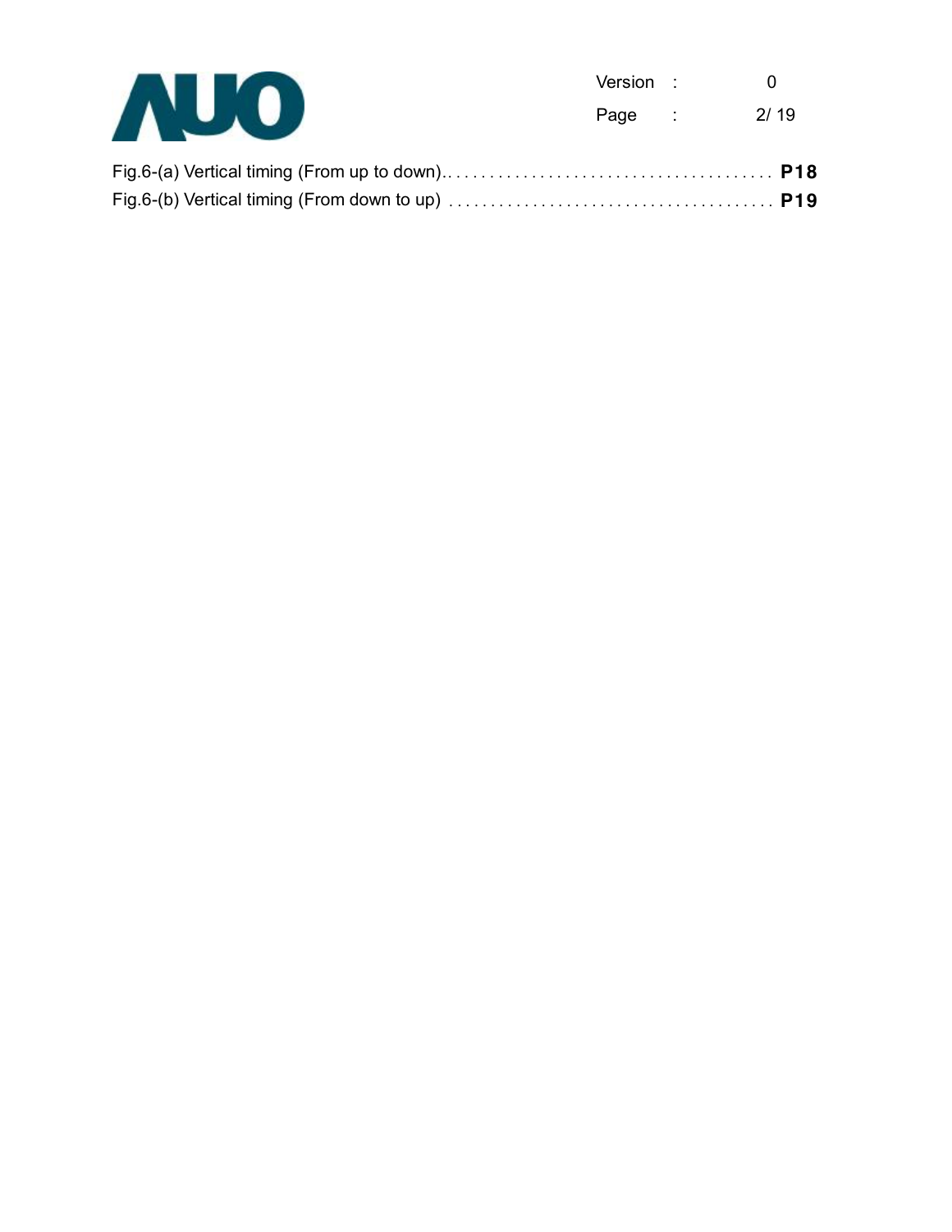Fig.6-(a) Vertical timing (From up to down)........................................ **P18**

Fig.6-(b) Vertical timing (From down to up) ....................................... **P19**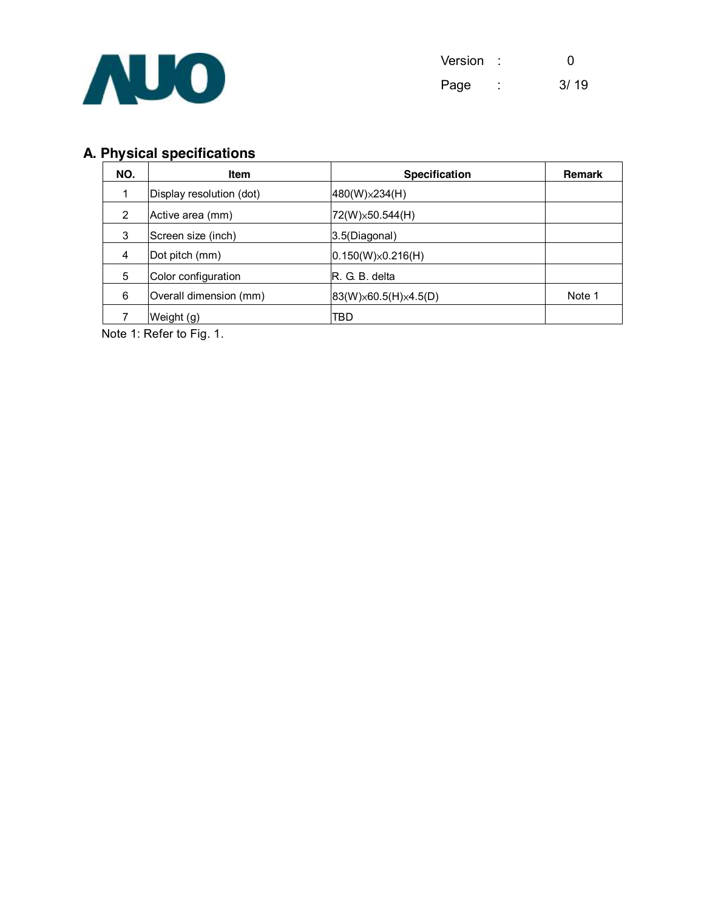## A. Physical specifications

| NO. | Item | Specification | Remark |
|---|---|---|---|
| 1 | Display resolution (dot) | 480(W)×234(H) | |
| 2 | Active area (mm) | 72(W)×50.544(H) | |
| 3 | Screen size (inch) | 3.5(Diagonal) | |
| 4 | Dot pitch (mm) | 0.150(W)×0.216(H) | |
| 5 | Color configuration | R. G. B. delta | |
| 6 | Overall dimension (mm) | 83(W)×60.5(H)×4.5(D) | Note 1 |
| 7 | Weight (g) | TBD | |

Note 1: Refer to Fig. 1.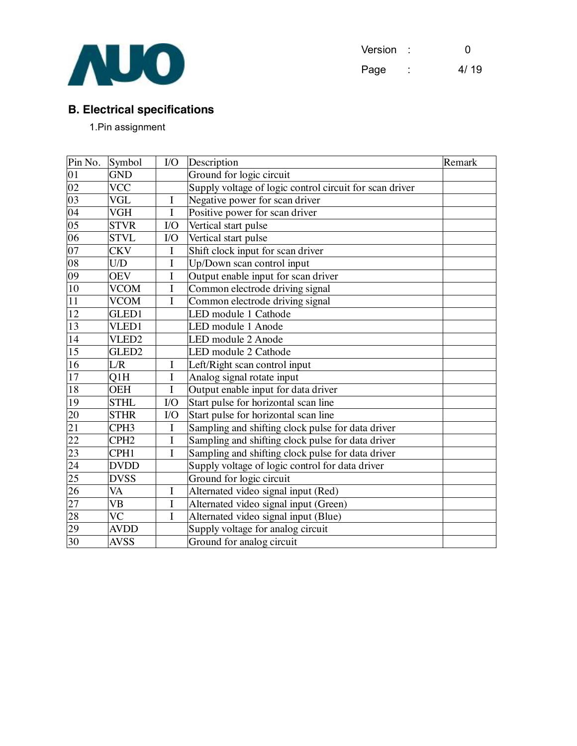## B. Electrical specifications

1.Pin assignment

| Pin No. | Symbol | I/O | Description | Remark |
|---|---|---|---|---|
| 01 | GND | | Ground for logic circuit | |
| 02 | VCC | | Supply voltage of logic control circuit for scan driver | |
| 03 | VGL | I | Negative power for scan driver | |
| 04 | VGH | I | Positive power for scan driver | |
| 05 | STVR | I/O | Vertical start pulse | |
| 06 | STVL | I/O | Vertical start pulse | |
| 07 | CKV | I | Shift clock input for scan driver | |
| 08 | U/D | I | Up/Down scan control input | |
| 09 | OEV | I | Output enable input for scan driver | |
| 10 | VCOM | I | Common electrode driving signal | |
| 11 | VCOM | I | Common electrode driving signal | |
| 12 | GLED1 | | LED module 1 Cathode | |
| 13 | VLED1 | | LED module 1 Anode | |
| 14 | VLED2 | | LED module 2 Anode | |
| 15 | GLED2 | | LED module 2 Cathode | |
| 16 | L/R | I | Left/Right scan control input | |
| 17 | Q1H | I | Analog signal rotate input | |
| 18 | OEH | I | Output enable input for data driver | |
| 19 | STHL | I/O | Start pulse for horizontal scan line | |
| 20 | STHR | I/O | Start pulse for horizontal scan line | |
| 21 | CPH3 | I | Sampling and shifting clock pulse for data driver | |
| 22 | CPH2 | I | Sampling and shifting clock pulse for data driver | |
| 23 | CPH1 | I | Sampling and shifting clock pulse for data driver | |
| 24 | DVDD | | Supply voltage of logic control for data driver | |
| 25 | DVSS | | Ground for logic circuit | |
| 26 | VA | I | Alternated video signal input (Red) | |
| 27 | VB | I | Alternated video signal input (Green) | |
| 28 | VC | I | Alternated video signal input (Blue) | |
| 29 | AVDD | | Supply voltage for analog circuit | |
| 30 | AVSS | | Ground for analog circuit | |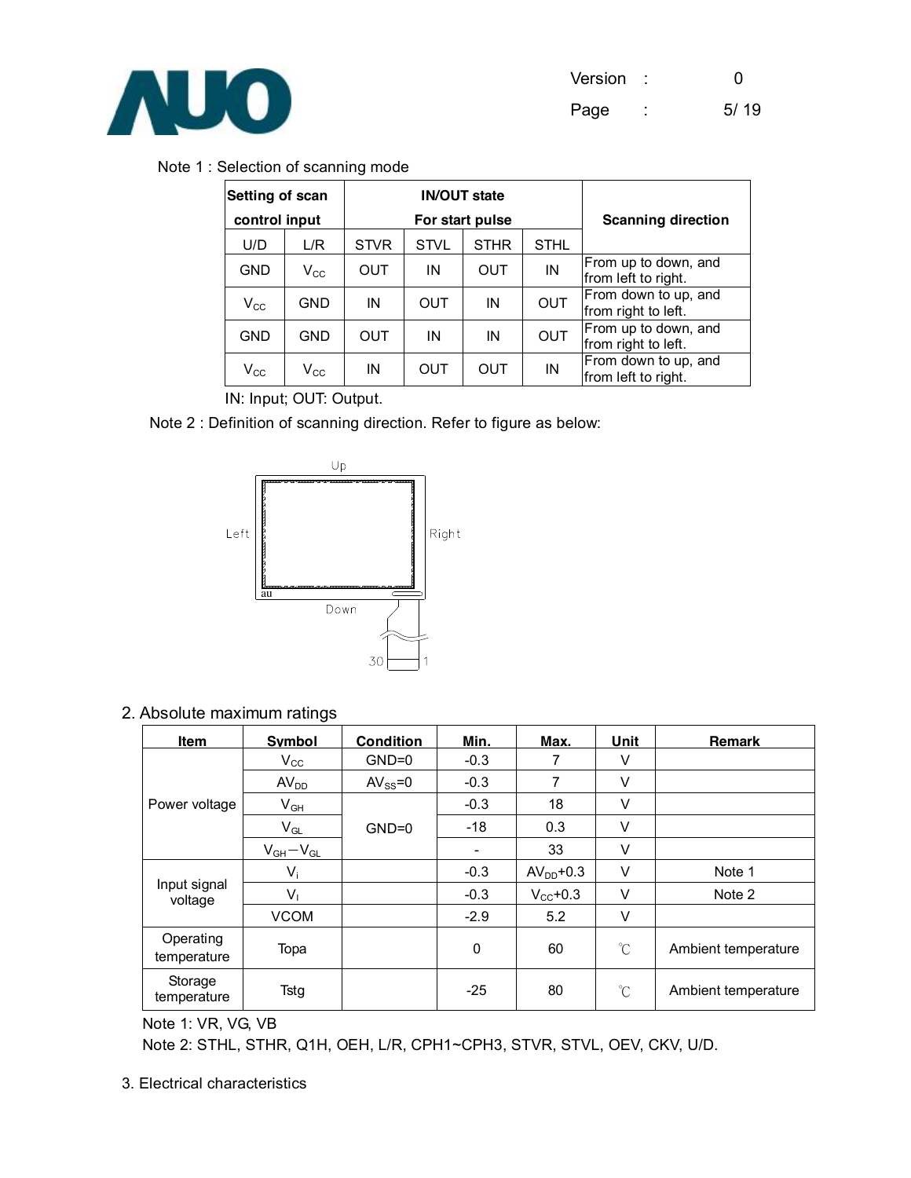Note 1 : Selection of scanning mode

| Setting of scan control input | | IN/OUT state For start pulse | | | | Scanning direction |
|---|---|---|---|---|---|---|
| U/D | L/R | STVR | STVL | STHR | STHL | |
| GND | $V_{CC}$ | OUT | IN | OUT | IN | From up to down, and from left to right. |
| $V_{CC}$ | GND | IN | OUT | IN | OUT | From down to up, and from right to left. |
| GND | GND | OUT | IN | IN | OUT | From up to down, and from right to left. |
| $V_{CC}$ | $V_{CC}$ | IN | OUT | OUT | IN | From down to up, and from left to right. |

IN: Input; OUT: Output.

Note 2 : Definition of scanning direction. Refer to figure as below:

Up

Left Right

Down

30 1

2. Absolute maximum ratings

| Item | Symbol | Condition | Min. | Max. | Unit | Remark |
|---|---|---|---|---|---|---|
| Power voltage | $V_{CC}$ | GND=0 | -0.3 | 7 | V | |
| | $AV_{DD}$ | $AV_{SS}$=0 | -0.3 | 7 | V | |
| | $V_{GH}$ | GND=0 | -0.3 | 18 | V | |
| | $V_{GL}$ | | -18 | 0.3 | V | |
| | $V_{GH}-V_{GL}$ | | - | 33 | V | |
| Input signal voltage | $V_i$ | | -0.3 | $AV_{DD}$+0.3 | V | Note 1 |
| | $V_I$ | | -0.3 | $V_{CC}$+0.3 | V | Note 2 |
| | VCOM | | -2.9 | 5.2 | V | |
| Operating temperature | Topa | | 0 | 60 | ℃ | Ambient temperature |
| Storage temperature | Tstg | | -25 | 80 | ℃ | Ambient temperature |

Note 1: VR, VG, VB

Note 2: STHL, STHR, Q1H, OEH, L/R, CPH1~CPH3, STVR, STVL, OEV, CKV, U/D.

3. Electrical characteristics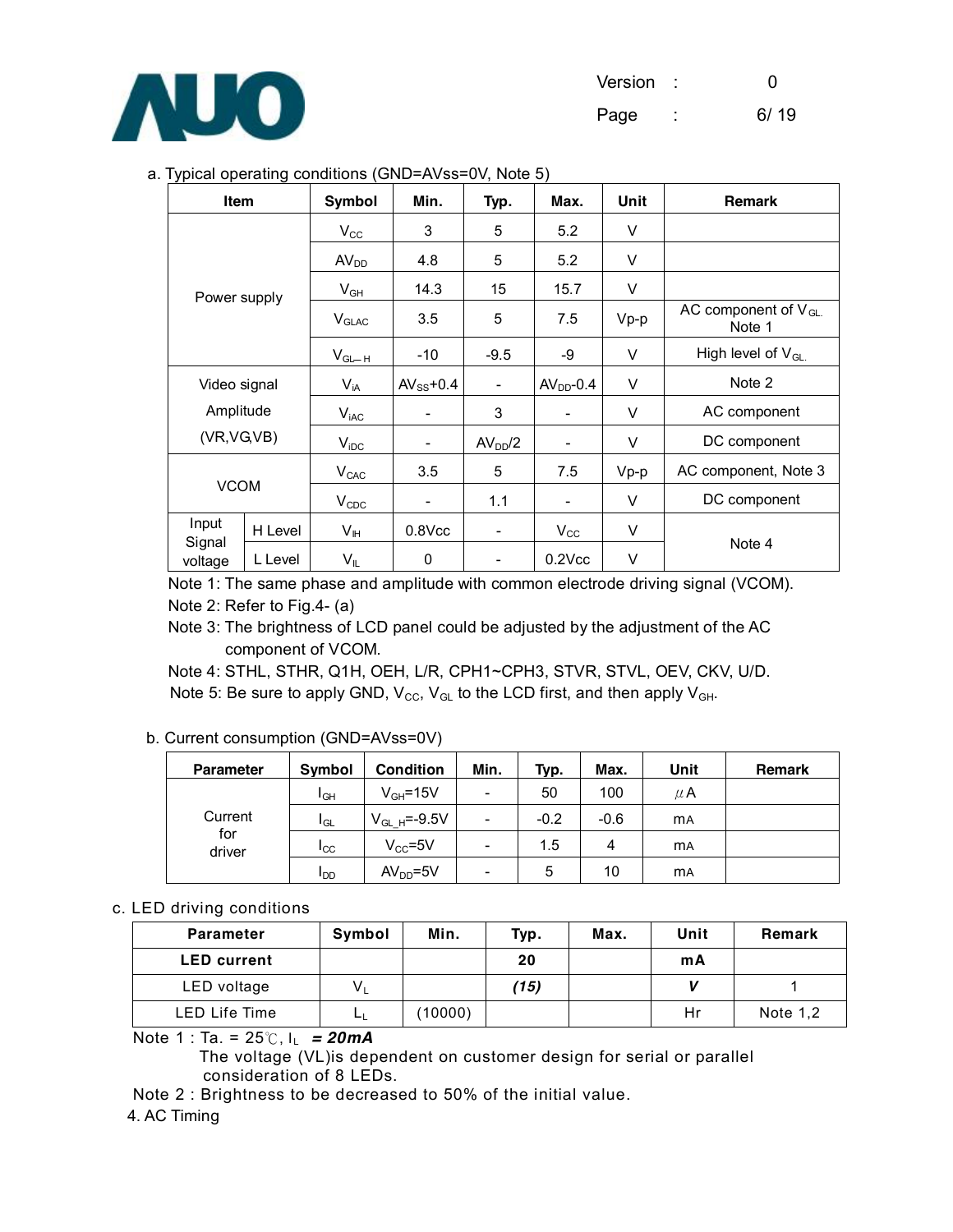a. Typical operating conditions (GND=AVss=0V, Note 5)

| Item | | Symbol | Min. | Typ. | Max. | Unit | Remark |
|---|---|---|---|---|---|---|---|
| Power supply | | $V_{CC}$ | 3 | 5 | 5.2 | V | |
| | | $AV_{DD}$ | 4.8 | 5 | 5.2 | V | |
| | | $V_{GH}$ | 14.3 | 15 | 15.7 | V | |
| | | $V_{GLAC}$ | 3.5 | 5 | 7.5 | Vp-p | AC component of $V_{GL}$. Note 1 |
| | | $V_{GL-H}$ | -10 | -9.5 | -9 | V | High level of $V_{GL}$. |
| Video signal Amplitude (VR,VG,VB) | | $V_{iA}$ | $AV_{SS}$+0.4 | - | $AV_{DD}$-0.4 | V | Note 2 |
| | | $V_{iAC}$ | - | 3 | - | V | AC component |
| | | $V_{iDC}$ | - | $AV_{DD}$/2 | - | V | DC component |
| VCOM | | $V_{CAC}$ | 3.5 | 5 | 7.5 | Vp-p | AC component, Note 3 |
| | | $V_{CDC}$ | - | 1.1 | - | V | DC component |
| Input Signal voltage | H Level | $V_{IH}$ | 0.8Vcc | - | $V_{CC}$ | V | Note 4 |
| | L Level | $V_{IL}$ | 0 | - | 0.2Vcc | V | |

Note 1: The same phase and amplitude with common electrode driving signal (VCOM).

Note 2: Refer to Fig.4- (a)

Note 3: The brightness of LCD panel could be adjusted by the adjustment of the AC component of VCOM.

Note 4: STHL, STHR, Q1H, OEH, L/R, CPH1~CPH3, STVR, STVL, OEV, CKV, U/D.

Note 5: Be sure to apply GND, $V_{CC}$, $V_{GL}$ to the LCD first, and then apply $V_{GH}$.

b. Current consumption (GND=AVss=0V)

| Parameter | Symbol | Condition | Min. | Typ. | Max. | Unit | Remark |
|---|---|---|---|---|---|---|---|
| Current for driver | $I_{GH}$ | $V_{GH}$=15V | - | 50 | 100 | μA | |
| | $I_{GL}$ | $V_{GL\_H}$=-9.5V | - | -0.2 | -0.6 | mA | |
| | $I_{CC}$ | $V_{CC}$=5V | - | 1.5 | 4 | mA | |
| | $I_{DD}$ | $AV_{DD}$=5V | - | 5 | 10 | mA | |

c. LED driving conditions

| Parameter | Symbol | Min. | Typ. | Max. | Unit | Remark |
|---|---|---|---|---|---|---|
| **LED current** | | | **20** | | **mA** | |
| LED voltage | $V_L$ | | ***(15)*** | | ***V*** | 1 |
| LED Life Time | $L_L$ | (10000) | | | Hr | Note 1,2 |

Note 1 : Ta. = 25℃, $I_L$ ***= 20mA***
The voltage (VL)is dependent on customer design for serial or parallel consideration of 8 LEDs.

Note 2 : Brightness to be decreased to 50% of the initial value.

4. AC Timing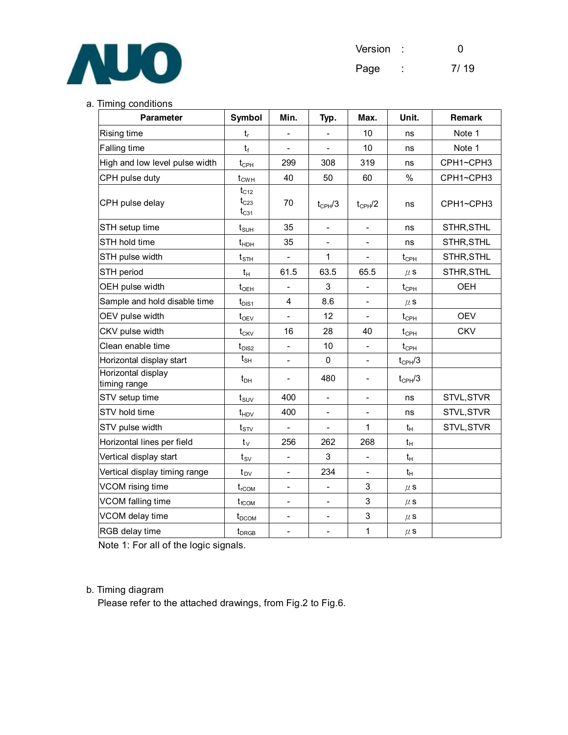a. Timing conditions

| Parameter | Symbol | Min. | Typ. | Max. | Unit. | Remark |
|---|---|---|---|---|---|---|
| Rising time | $t_r$ | - | - | 10 | ns | Note 1 |
| Falling time | $t_f$ | - | - | 10 | ns | Note 1 |
| High and low level pulse width | $t_{CPH}$ | 299 | 308 | 319 | ns | CPH1~CPH3 |
| CPH pulse duty | $t_{CWH}$ | 40 | 50 | 60 | % | CPH1~CPH3 |
| CPH pulse delay | $t_{C12}$ $t_{C23}$ $t_{C31}$ | 70 | $t_{CPH}/3$ | $t_{CPH}/2$ | ns | CPH1~CPH3 |
| STH setup time | $t_{SUH}$ | 35 | - | - | ns | STHR,STHL |
| STH hold time | $t_{HDH}$ | 35 | - | - | ns | STHR,STHL |
| STH pulse width | $t_{STH}$ | - | 1 | - | $t_{CPH}$ | STHR,STHL |
| STH period | $t_H$ | 61.5 | 63.5 | 65.5 | $\mu$s | STHR,STHL |
| OEH pulse width | $t_{OEH}$ | - | 3 | - | $t_{CPH}$ | OEH |
| Sample and hold disable time | $t_{DIS1}$ | 4 | 8.6 | - | $\mu$s | |
| OEV pulse width | $t_{OEV}$ | - | 12 | - | $t_{CPH}$ | OEV |
| CKV pulse width | $t_{CKV}$ | 16 | 28 | 40 | $t_{CPH}$ | CKV |
| Clean enable time | $t_{DIS2}$ | - | 10 | - | $t_{CPH}$ | |
| Horizontal display start | $t_{SH}$ | - | 0 | - | $t_{CPH}/3$ | |
| Horizontal display timing range | $t_{DH}$ | - | 480 | - | $t_{CPH}/3$ | |
| STV setup time | $t_{SUV}$ | 400 | - | - | ns | STVL,STVR |
| STV hold time | $t_{HDV}$ | 400 | - | - | ns | STVL,STVR |
| STV pulse width | $t_{STV}$ | - | - | 1 | $t_H$ | STVL,STVR |
| Horizontal lines per field | $t_V$ | 256 | 262 | 268 | $t_H$ | |
| Vertical display start | $t_{SV}$ | - | 3 | - | $t_H$ | |
| Vertical display timing range | $t_{DV}$ | - | 234 | - | $t_H$ | |
| VCOM rising time | $t_{rCOM}$ | - | - | 3 | $\mu$s | |
| VCOM falling time | $t_{fCOM}$ | - | - | 3 | $\mu$s | |
| VCOM delay time | $t_{DCOM}$ | - | - | 3 | $\mu$s | |
| RGB delay time | $t_{DRGB}$ | - | - | 1 | $\mu$s | |

Note 1: For all of the logic signals.

b. Timing diagram

Please refer to the attached drawings, from Fig.2 to Fig.6.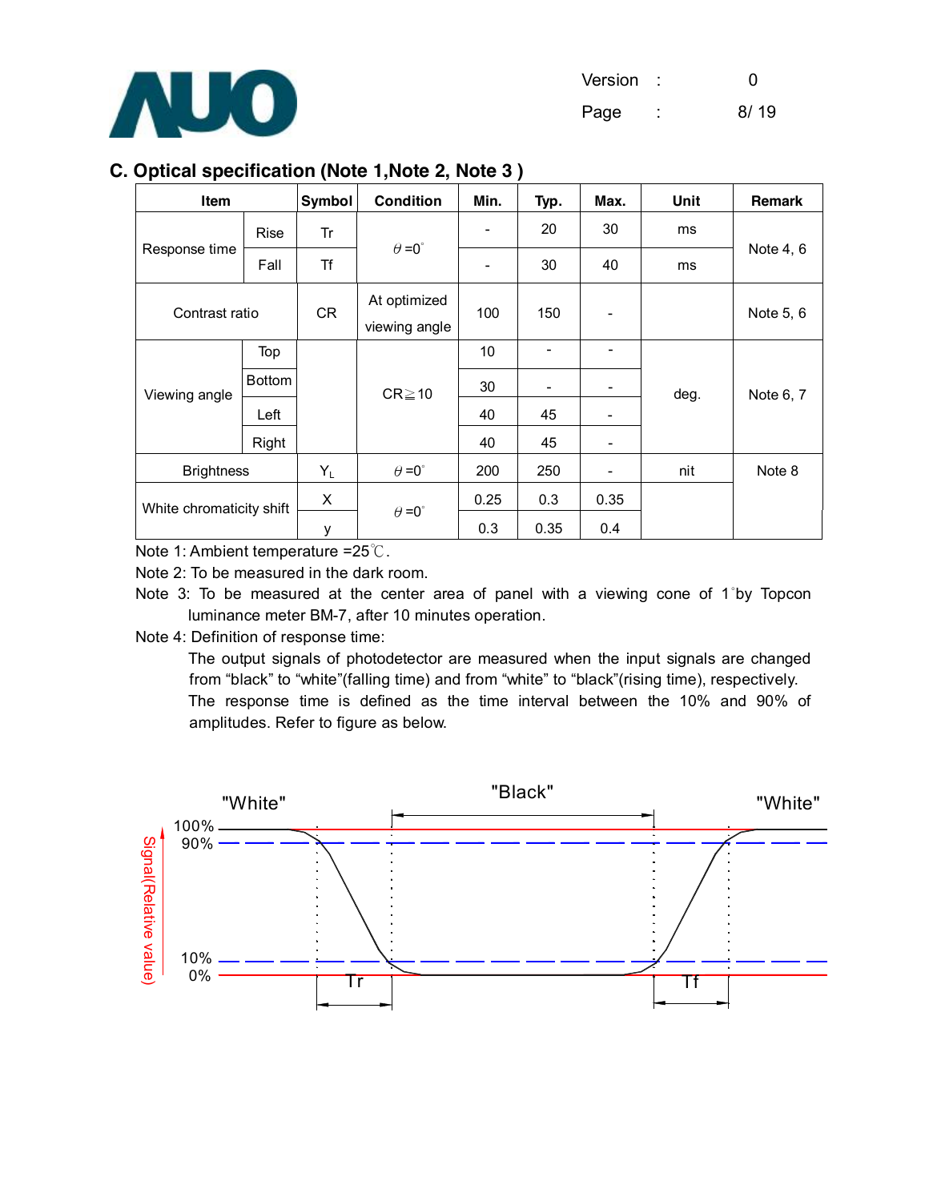## C. Optical specification (Note 1,Note 2, Note 3 )

| Item | | Symbol | Condition | Min. | Typ. | Max. | Unit | Remark |
|---|---|---|---|---|---|---|---|---|
| Response time | Rise | Tr | $\theta$=0° | - | 20 | 30 | ms | Note 4, 6 |
| | Fall | Tf | | - | 30 | 40 | ms | |
| Contrast ratio | | CR | At optimized viewing angle | 100 | 150 | - | | Note 5, 6 |
| Viewing angle | Top | | CR≧10 | 10 | - | - | deg. | Note 6, 7 |
| | Bottom | | | 30 | - | - | | |
| | Left | | | 40 | 45 | - | | |
| | Right | | | 40 | 45 | - | | |
| Brightness | | $Y_L$ | $\theta$=0° | 200 | 250 | - | nit | Note 8 |
| White chromaticity shift | | X | $\theta$=0° | 0.25 | 0.3 | 0.35 | | |
| | | y | | 0.3 | 0.35 | 0.4 | | |

Note 1: Ambient temperature =25℃.

Note 2: To be measured in the dark room.

Note 3: To be measured at the center area of panel with a viewing cone of 1°by Topcon luminance meter BM-7, after 10 minutes operation.

Note 4: Definition of response time:

The output signals of photodetector are measured when the input signals are changed from "black" to "white"(falling time) and from "white" to "black"(rising time), respectively. The response time is defined as the time interval between the 10% and 90% of amplitudes. Refer to figure as below.

"White" "Black" "White"

100% 90% 10% 0%

Signal(Relative value)

Tr Tf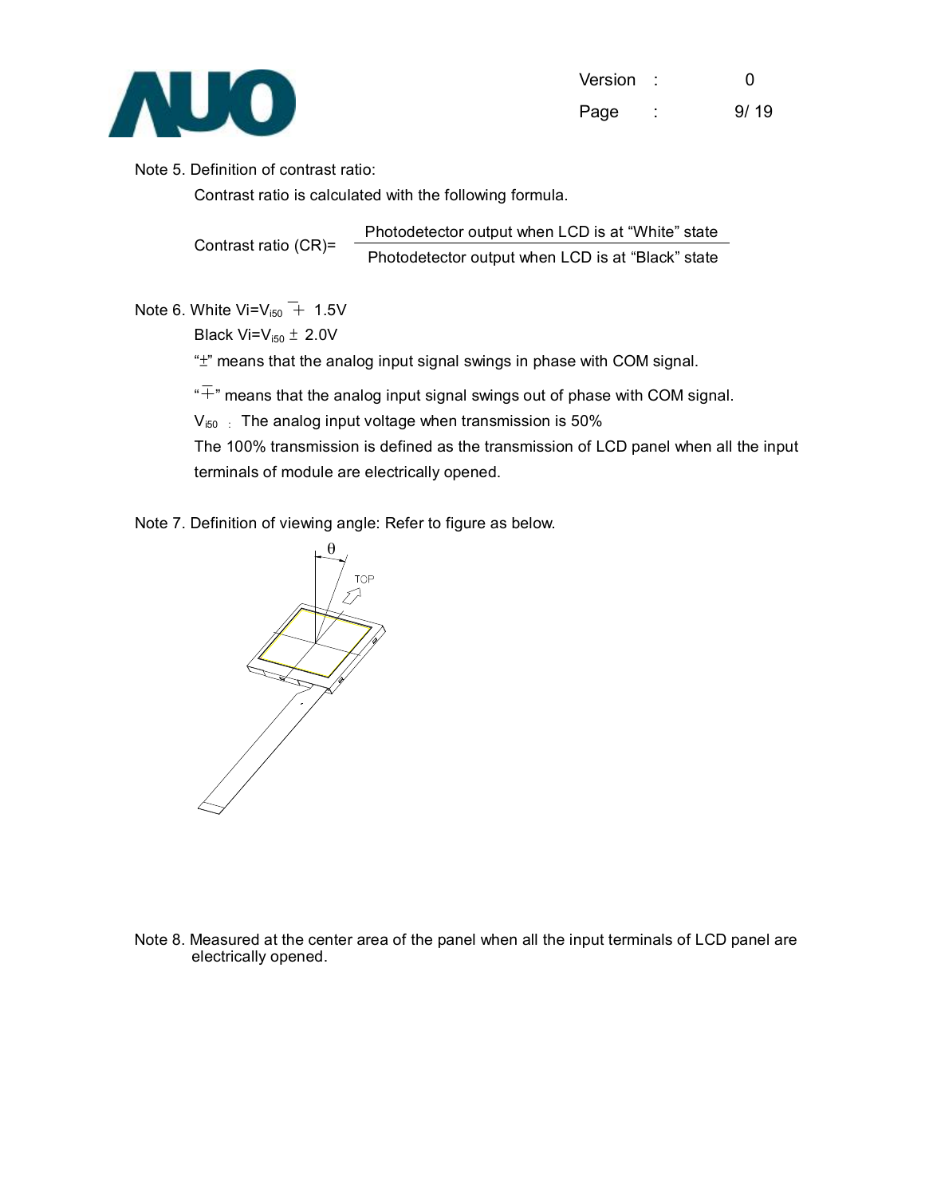Note 5. Definition of contrast ratio:

Contrast ratio is calculated with the following formula.

$$\text{Contrast ratio (CR)} = \frac{\text{Photodetector output when LCD is at "White" state}}{\text{Photodetector output when LCD is at "Black" state}}$$

Note 6. White $V_i = V_{i50} \mp 1.5V$

Black $V_i = V_{i50} \pm 2.0V$

"$\pm$" means that the analog input signal swings in phase with COM signal.

"$\mp$" means that the analog input signal swings out of phase with COM signal.

$V_{i50}$ : The analog input voltage when transmission is 50%

The 100% transmission is defined as the transmission of LCD panel when all the input terminals of module are electrically opened.

Note 7. Definition of viewing angle: Refer to figure as below.

Note 8. Measured at the center area of the panel when all the input terminals of LCD panel are electrically opened.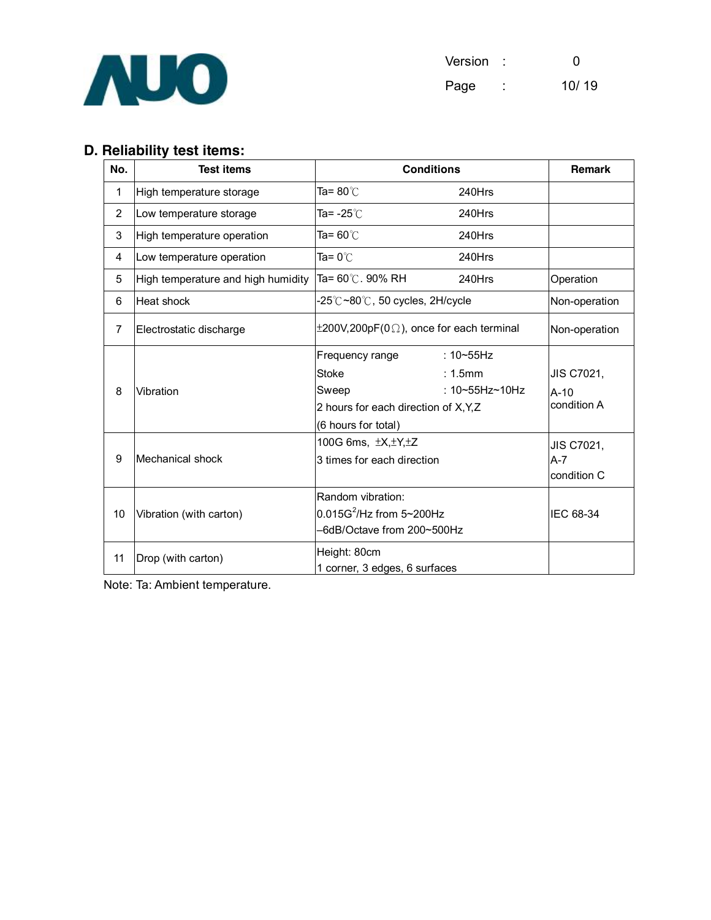## D. Reliability test items:

| No. | Test items | Conditions | Remark |
|---|---|---|---|
| 1 | High temperature storage | Ta= 80℃ 240Hrs | |
| 2 | Low temperature storage | Ta= -25℃ 240Hrs | |
| 3 | High temperature operation | Ta= 60℃ 240Hrs | |
| 4 | Low temperature operation | Ta= 0℃ 240Hrs | |
| 5 | High temperature and high humidity | Ta= 60℃. 90% RH 240Hrs | Operation |
| 6 | Heat shock | -25℃~80℃, 50 cycles, 2H/cycle | Non-operation |
| 7 | Electrostatic discharge | ±200V,200pF(0Ω), once for each terminal | Non-operation |
| 8 | Vibration | Frequency range : 10~55Hz<br>Stoke : 1.5mm<br>Sweep : 10~55Hz~10Hz<br>2 hours for each direction of X,Y,Z<br>(6 hours for total) | JIS C7021, A-10 condition A |
| 9 | Mechanical shock | 100G 6ms, ±X,±Y,±Z<br>3 times for each direction | JIS C7021, A-7 condition C |
| 10 | Vibration (with carton) | Random vibration:<br>$0.015G^2$/Hz from 5~200Hz<br>–6dB/Octave from 200~500Hz | IEC 68-34 |
| 11 | Drop (with carton) | Height: 80cm<br>1 corner, 3 edges, 6 surfaces | |

Note: Ta: Ambient temperature.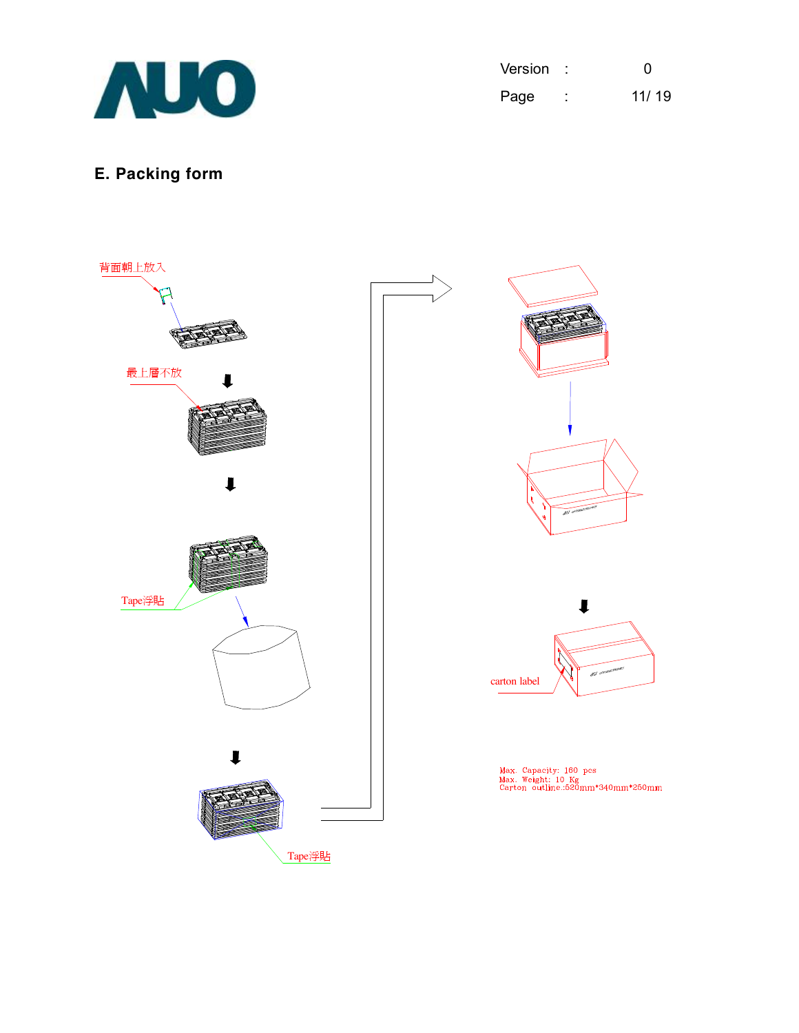## E. Packing form

背面朝上放入

最上層不放

Tape浮貼

Tape浮貼

carton label

Max. Capacity: 160 pcs
Max. Weight: 10 Kg
Carton outline:520mm*340mm*250mm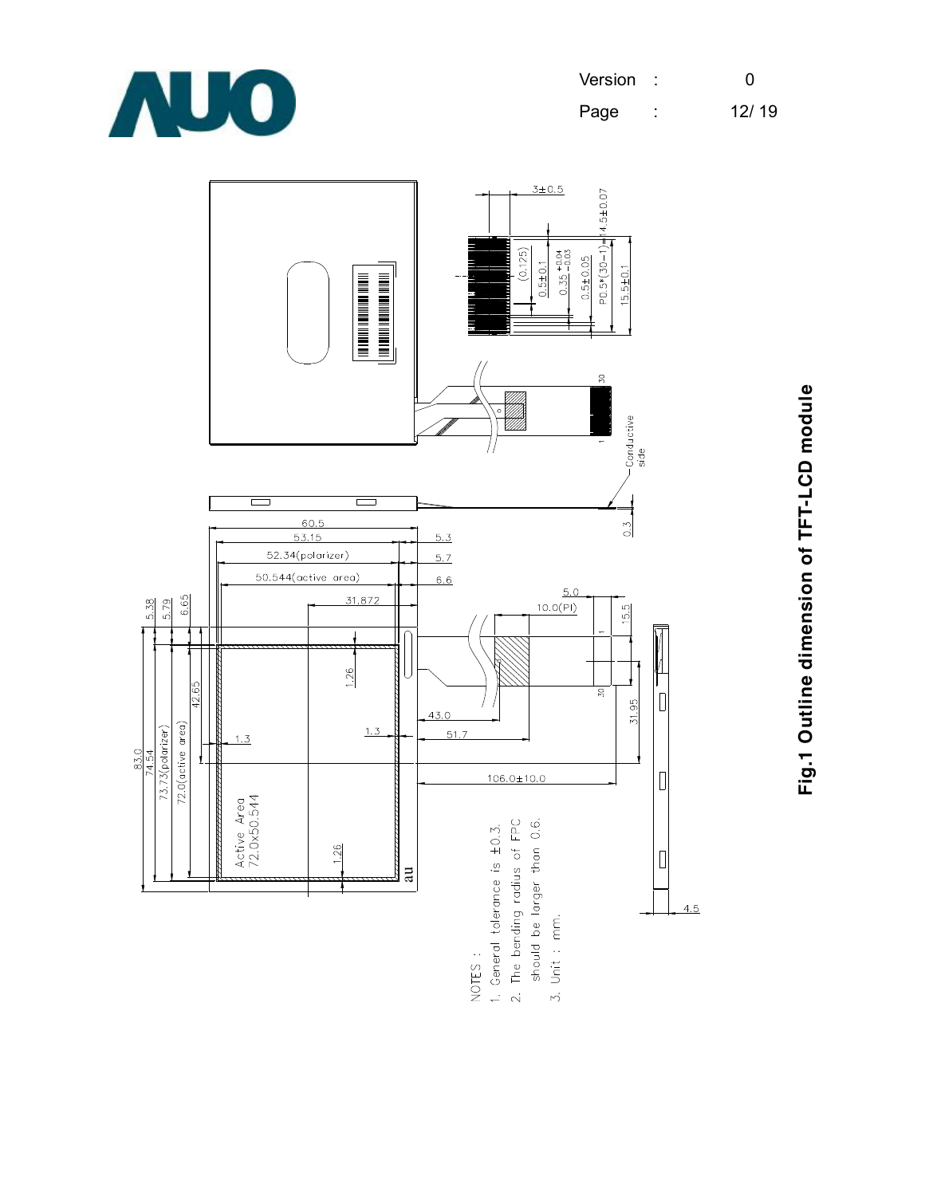NOTES :

1. General tolerance is ±0.3.
2. The bending radius of FPC should be larger than 0.6.
3. Unit : mm.

**Fig.1 Outline dimension of TFT-LCD module**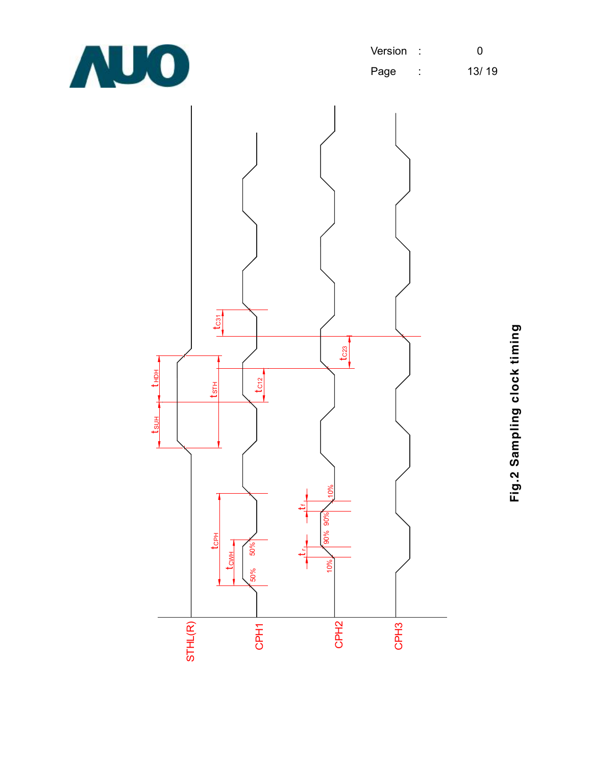**Fig.2 Sampling clock timing**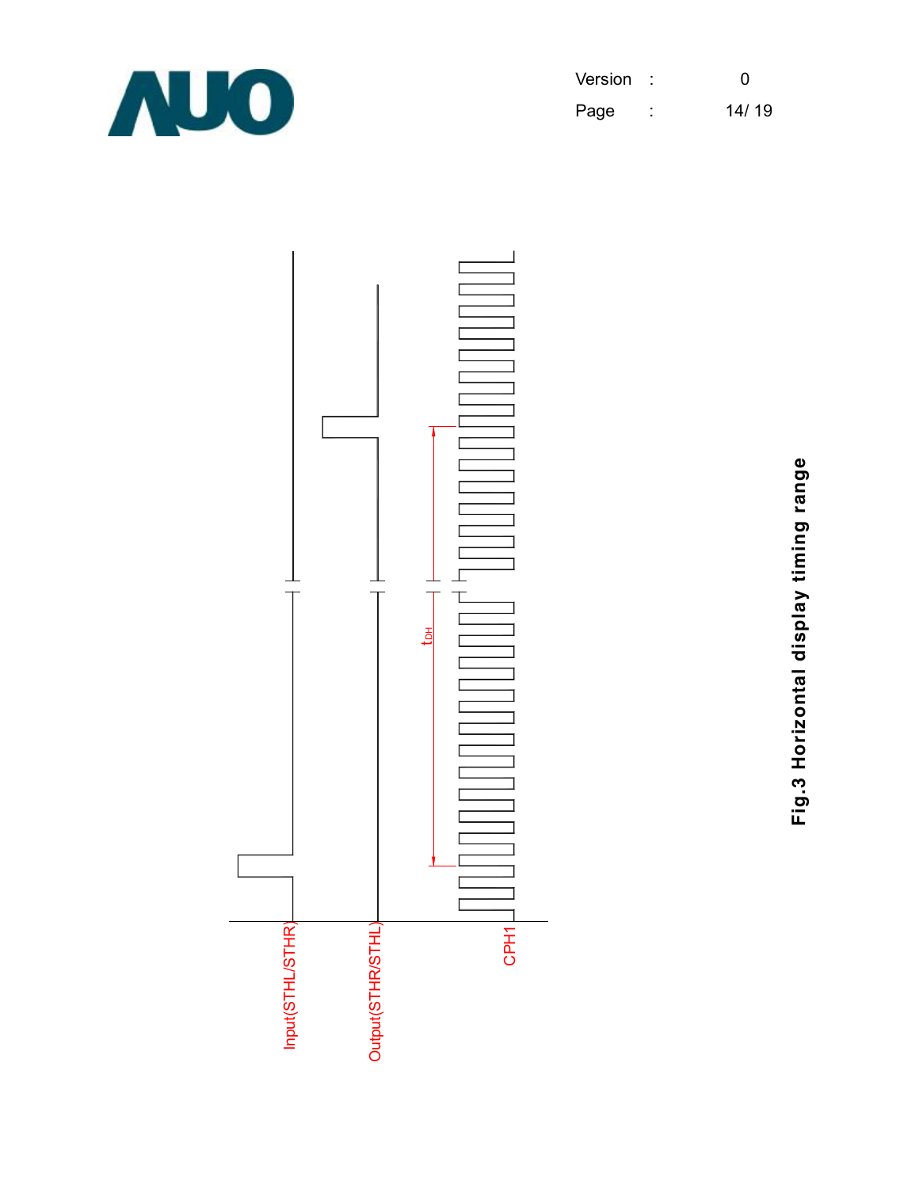Input(STHL/STHR)

Output(STHR/STHL)

$t_{DH}$

CPH1

**Fig.3 Horizontal display timing range**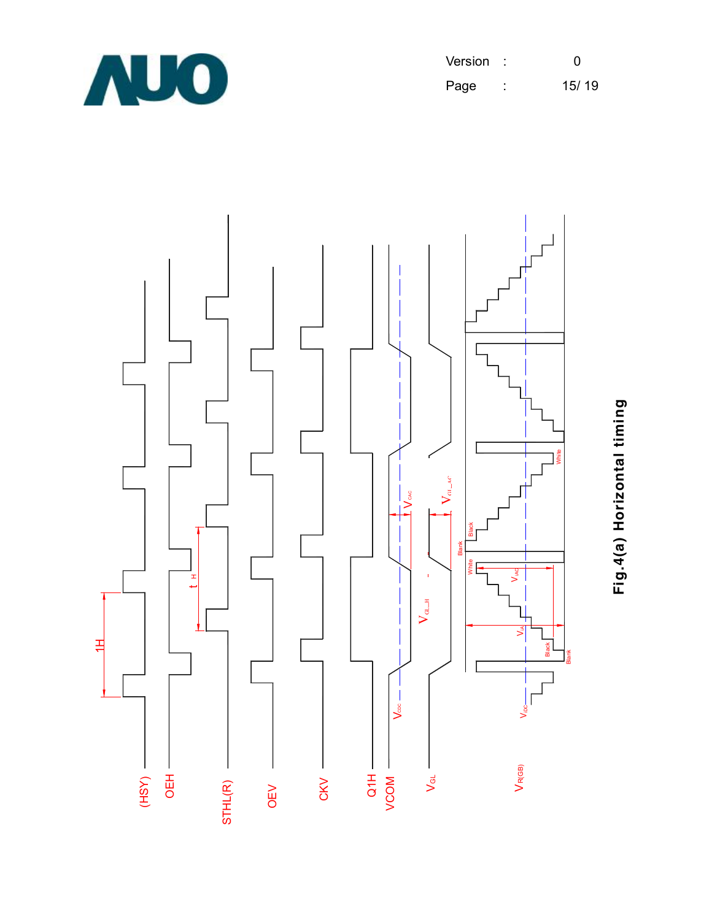Fig.4(a) Horizontal timing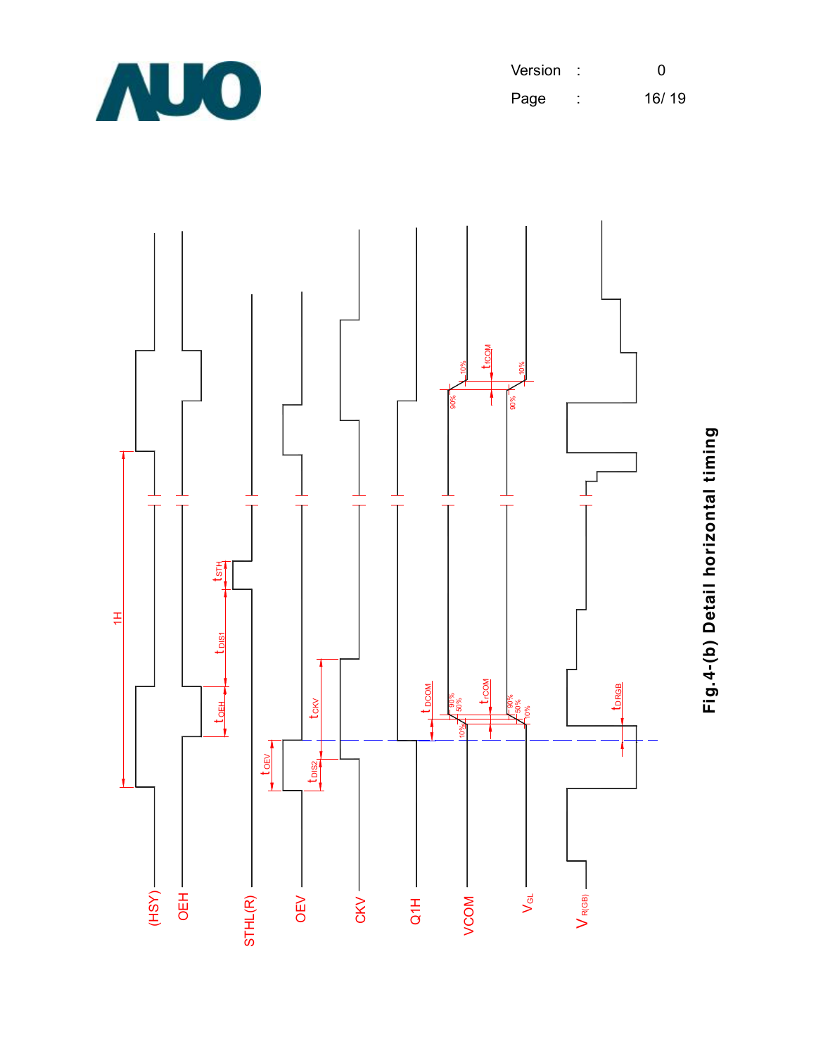Fig.4-(b) Detail horizontal timing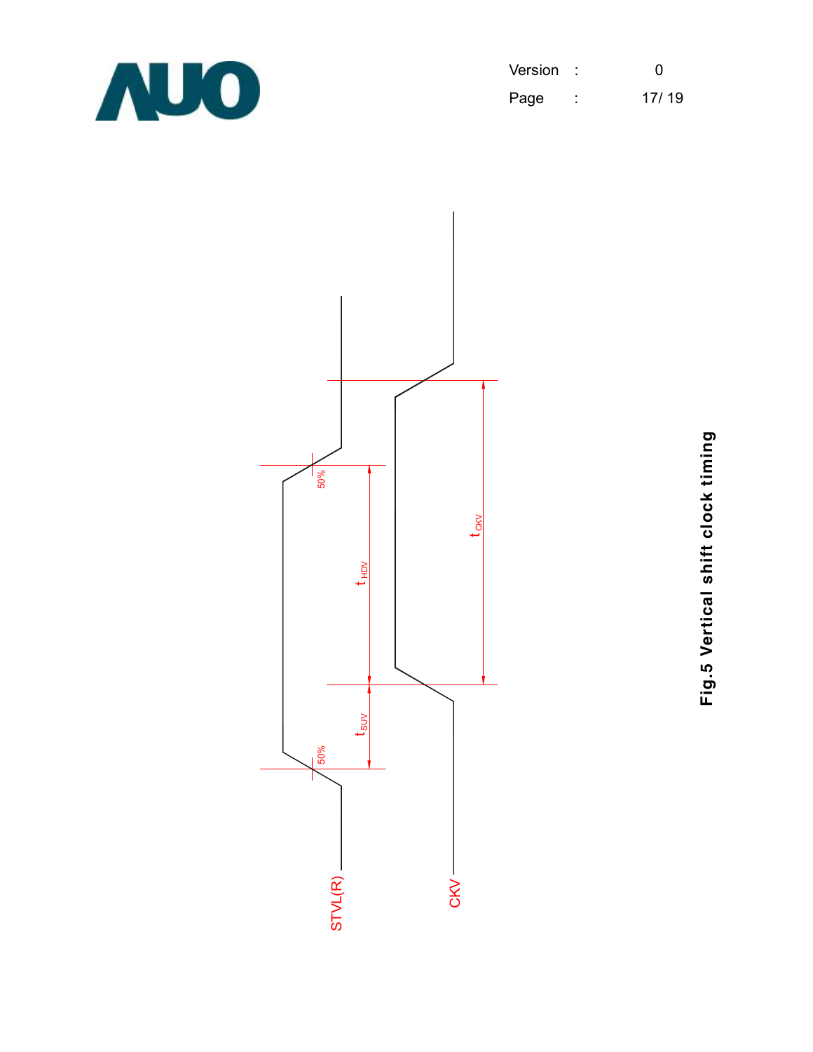STVL(R)

CKV

50%

50%

$t_{SUV}$

$t_{HDV}$

$t_{CKV}$

**Fig.5 Vertical shift clock timing**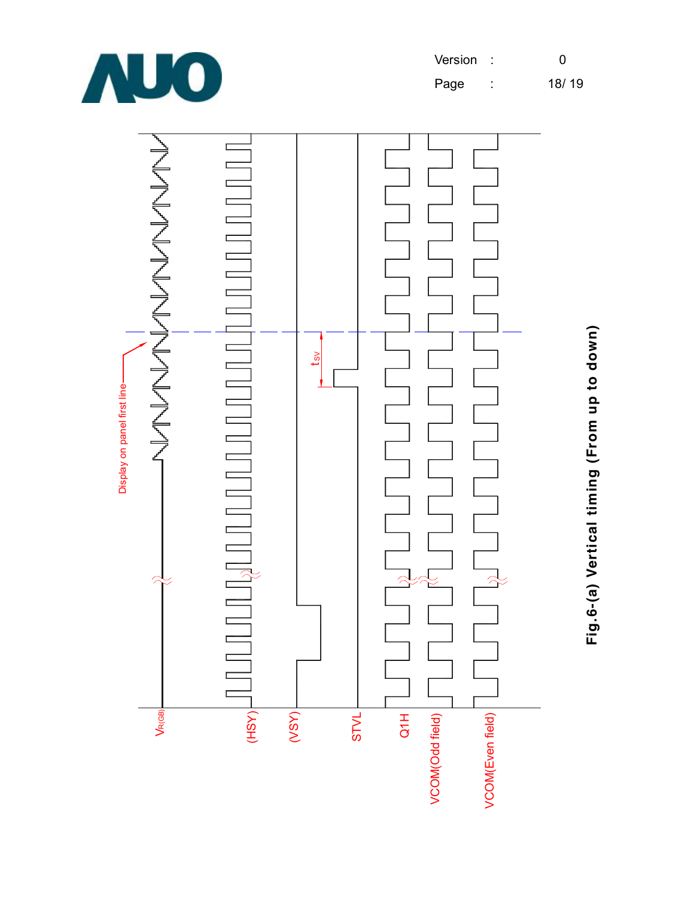Fig.6-(a) Vertical timing (From up to down)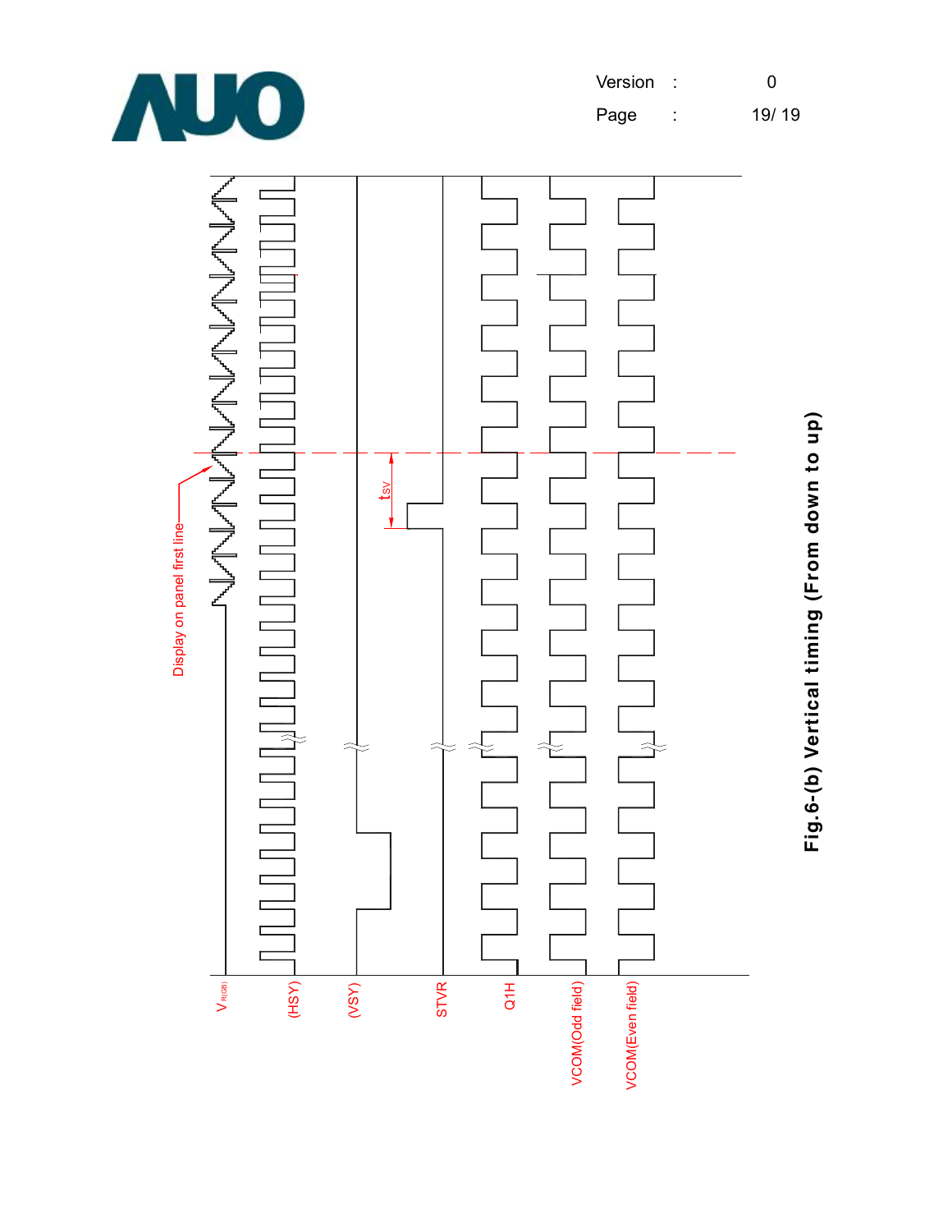$V_{R(GB)}$

(HSY)

(VSY)

STVR

Q1H

VCOM(Odd field)

VCOM(Even field)

Display on panel first line

$t_{SV}$

**Fig.6-(b) Vertical timing (From down to up)**